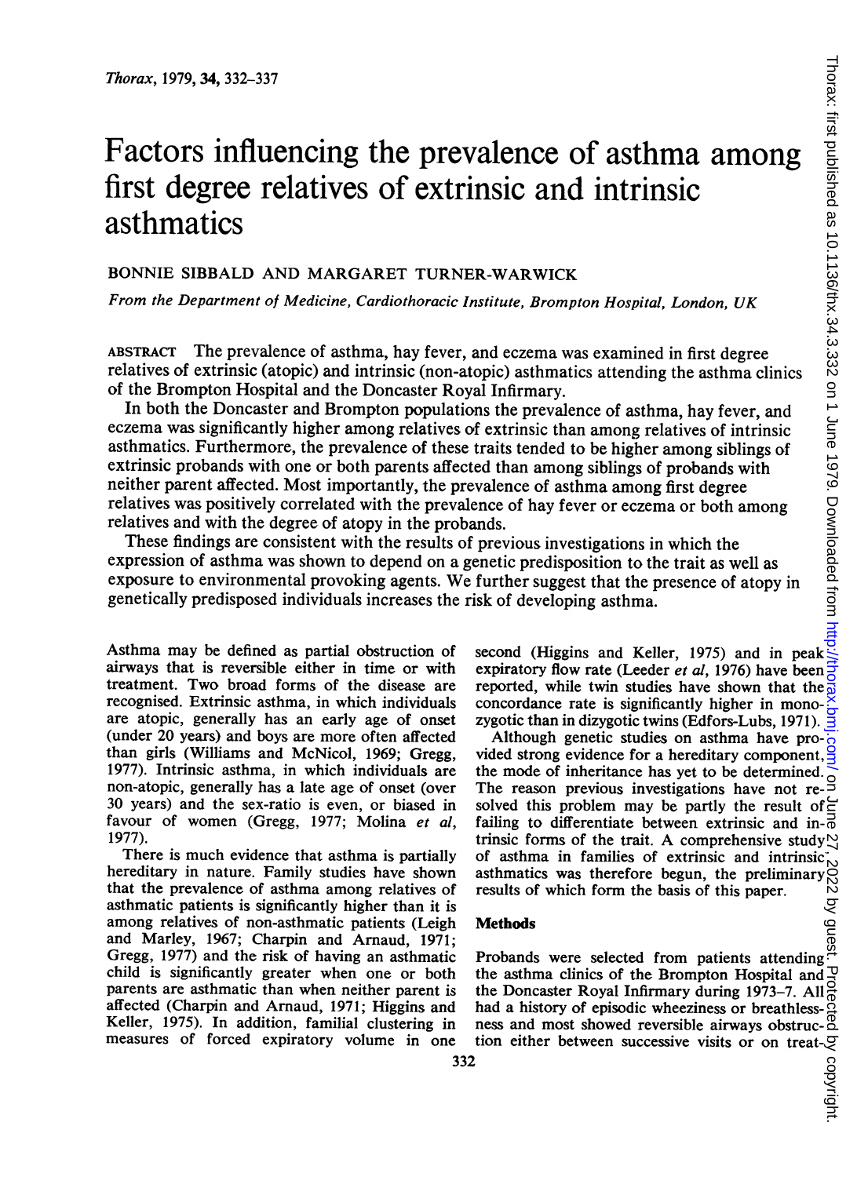# Factors influencing the prevalence of asthma among first degree relatives of extrinsic and intrinsic asthmatics

BONNIE SIBBALD AND MARGARET TURNER-WARWICK

*From the Department of Medicine, Cardiothoracic Institute, Brompton Hospital, London, UK*

ABSTRACT The prevalence of asthma, hay fever, and eczema was examined in first degree relatives of extrinsic (atopic) and intrinsic (non-atopic) asthmatics attending the asthma clinics of the Brompton Hospital and the Doncaster Royal Infirmary.

In both the Doncaster and Brompton populations the prevalence of asthma, hay fever, and eczema was significantly higher among relatives of extrinsic than among relatives of intrinsic asthmatics. Furthermore, the prevalence of these traits tended to be higher among siblings of extrinsic probands with one or both parents affected than among siblings of probands with neither parent affected. Most importantly, the prevalence of asthma among first degree relatives was positively correlated with the prevalence of hay fever or eczema or both among relatives and with the degree of atopy in the probands.

These findings are consistent with the results of previous investigations in which the expression of asthma was shown to depend on a genetic predisposition to the trait as well as exposure to environmental provoking agents. We further suggest that the presence of atopy in genetically predisposed individuals increases the risk of developing asthma.

Asthma may be defined as partial obstruction of airways that is reversible either in time or with treatment. Two broad forms of the disease are recognised. Extrinsic asthma, in which individuals are atopic, generally has an early age of onset (under 20 years) and boys are more often affected than girls (Williams and McNicol, 1969; Gregg, 1977). Intrinsic asthma, in which individuals are non-atopic, generally has a late age of onset (over 30 years) and the sex-ratio is even, or biased in favour of women (Gregg, 1977; Molina *et al*, 1977).

There is much evidence that asthma is partially hereditary in nature. Family studies have shown that the prevalence of asthma among relatives of asthmatic patients is significantly higher than it is among relatives of non-asthmatic patients (Leigh and Marley, 1967; Charpin and Arnaud, 1971; Gregg, 1977) and the risk of having an asthmatic child is significantly greater when one or both parents are asthmatic than when neither parent is affected (Charpin and Arnaud, 1971; Higgins and Keller, 1975). In addition, familial clustering in measures of forced expiratory volume in one second (Higgins and Keller, 1975) and in peak expiratory flow rate (Leeder *et al*, 1976) have been reported, while twin studies have shown that the concordance rate is significantly higher in monozygotic than in dizygotic twins (Edfors-Lubs, 1971).

Although genetic studies on asthma have provided strong evidence for a hereditary component, the mode of inheritance has yet to be determined. The reason previous investigations have not resolved this problem may be partly the result of failing to differentiate between extrinsic and intrinsic forms of the trait. A comprehensive study of asthma in families of extrinsic and intrinsic asthmatics was therefore begun, the preliminary results of which form the basis of this paper.

## Methods

Probands were selected from patients attending the asthma clinics of the Brompton Hospital and the Doncaster Royal Infirmary during 1973–7. All had a history of episodic wheeziness or breathlessness and most showed reversible airways obstruction either between successive visits or on treat-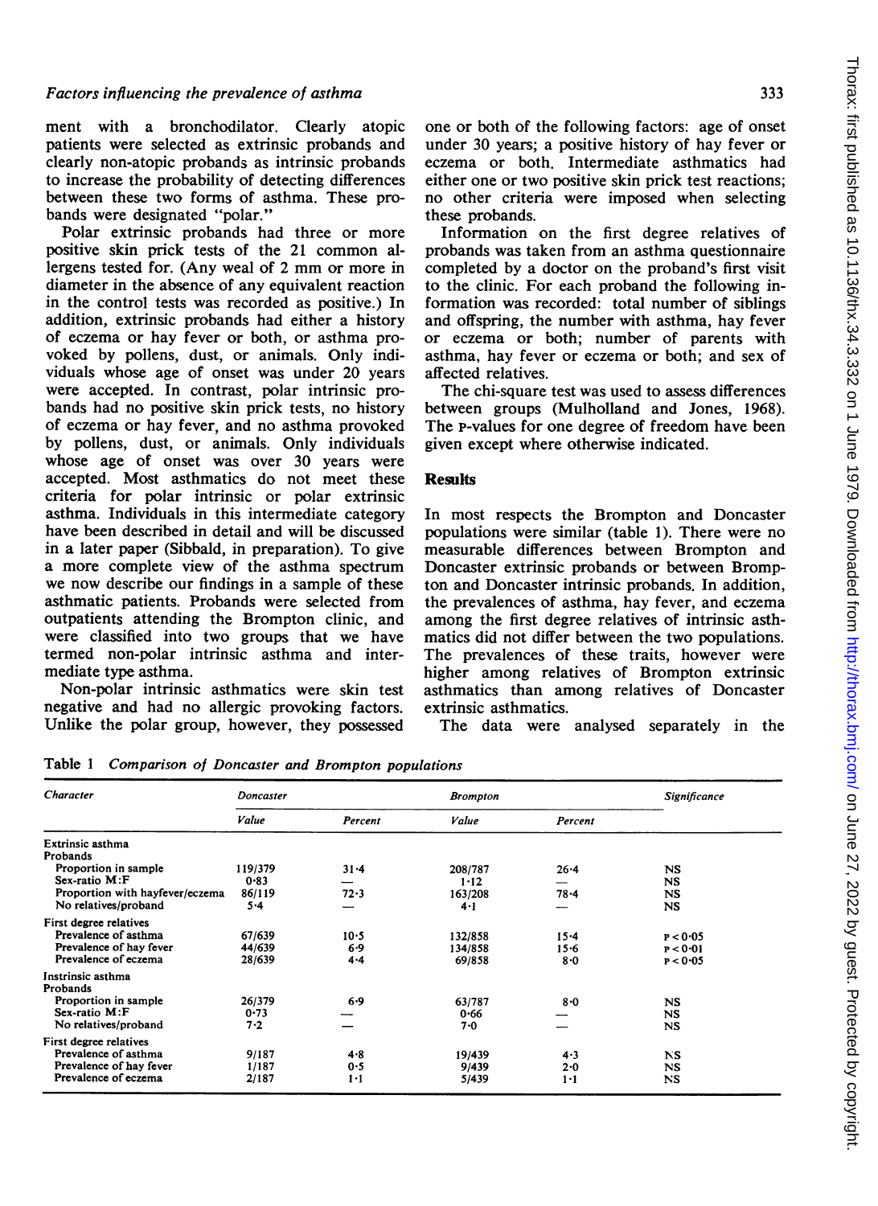ment with a bronchodilator. Clearly atopic patients were selected as extrinsic probands and clearly non-atopic probands as intrinsic probands to increase the probability of detecting differences between these two forms of asthma. These probands were designated "polar."

Polar extrinsic probands had three or more positive skin prick tests of the 21 common allergens tested for. (Any weal of 2 mm or more in diameter in the absence of any equivalent reaction in the control tests was recorded as positive.) In addition, extrinsic probands had either a history of eczema or hay fever or both, or asthma provoked by pollens, dust, or animals. Only individuals whose age of onset was under 20 years were accepted. In contrast, polar intrinsic probands had no positive skin prick tests, no history of eczema or hay fever, and no asthma provoked by pollens, dust, or animals. Only individuals whose age of onset was over 30 years were accepted. Most asthmatics do not meet these criteria for polar intrinsic or polar extrinsic asthma. Individuals in this intermediate category have been described in detail and will be discussed in a later paper (Sibbald, in preparation). To give a more complete view of the asthma spectrum we now describe our findings in a sample of these asthmatic patients. Probands were selected from outpatients attending the Brompton clinic, and were classified into two groups that we have termed non-polar intrinsic asthma and intermediate type asthma.

Non-polar intrinsic asthmatics were skin test negative and had no allergic provoking factors. Unlike the polar group, however, they possessed one or both of the following factors: age of onset under 30 years; a positive history of hay fever or eczema or both. Intermediate asthmatics had either one or two positive skin prick test reactions; no other criteria were imposed when selecting these probands.

Information on the first degree relatives of probands was taken from an asthma questionnaire completed by a doctor on the proband's first visit to the clinic. For each proband the following information was recorded: total number of siblings and offspring, the number with asthma, hay fever or eczema or both; number of parents with asthma, hay fever or eczema or both; and sex of affected relatives.

The chi-square test was used to assess differences between groups (Mulholland and Jones, 1968). The P-values for one degree of freedom have been given except where otherwise indicated.

## Results

In most respects the Brompton and Doncaster populations were similar (table 1). There were no measurable differences between Brompton and Doncaster extrinsic probands or between Brompton and Doncaster intrinsic probands. In addition, the prevalences of asthma, hay fever, and eczema among the first degree relatives of intrinsic asthmatics did not differ between the two populations. The prevalences of these traits, however were higher among relatives of Brompton extrinsic asthmatics than among relatives of Doncaster extrinsic asthmatics.

The data were analysed separately in the

Table 1 *Comparison of Doncaster and Brompton populations*

| Character | Doncaster | | Brompton | | Significance |
|---|---|---|---|---|---|
| | Value | Percent | Value | Percent | |
| Extrinsic asthma | | | | | |
| Probands | | | | | |
| Proportion in sample | 119/379 | 31·4 | 208/787 | 26·4 | NS |
| Sex-ratio M:F | 0·83 | — | 1·12 | — | NS |
| Proportion with hayfever/eczema | 86/119 | 72·3 | 163/208 | 78·4 | NS |
| No relatives/proband | 5·4 | — | 4·1 | — | NS |
| First degree relatives | | | | | |
| Prevalence of asthma | 67/639 | 10·5 | 132/858 | 15·4 | $P<0·05$ |
| Prevalence of hay fever | 44/639 | 6·9 | 134/858 | 15·6 | $P<0·01$ |
| Prevalence of eczema | 28/639 | 4·4 | 69/858 | 8·0 | $P<0·05$ |
| Instrinsic asthma | | | | | |
| Probands | | | | | |
| Proportion in sample | 26/379 | 6·9 | 63/787 | 8·0 | NS |
| Sex-ratio M:F | 0·73 | — | 0·66 | — | NS |
| No relatives/proband | 7·2 | — | 7·0 | — | NS |
| First degree relatives | | | | | |
| Prevalence of asthma | 9/187 | 4·8 | 19/439 | 4·3 | NS |
| Prevalence of hay fever | 1/187 | 0·5 | 9/439 | 2·0 | NS |
| Prevalence of eczema | 2/187 | 1·1 | 5/439 | 1·1 | NS |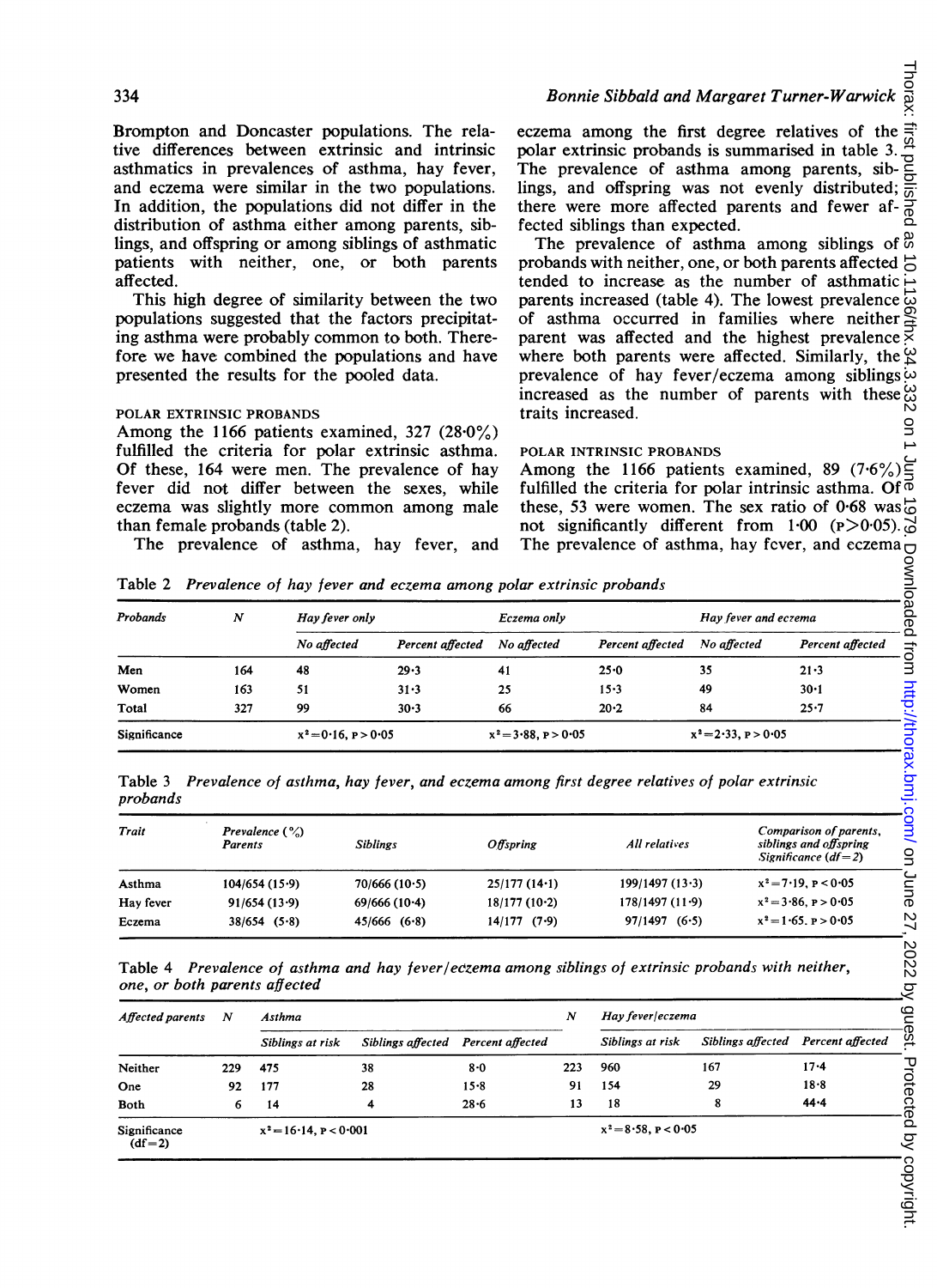Brompton and Doncaster populations. The relative differences between extrinsic and intrinsic asthmatics in prevalences of asthma, hay fever, and eczema were similar in the two populations. In addition, the populations did not differ in the distribution of asthma either among parents, siblings, and offspring or among siblings of asthmatic patients with neither, one, or both parents affected.

This high degree of similarity between the two populations suggested that the factors precipitating asthma were probably common to both. Therefore we have combined the populations and have presented the results for the pooled data.

### POLAR EXTRINSIC PROBANDS

Among the 1166 patients examined, 327 (28·0%) fulfilled the criteria for polar extrinsic asthma. Of these, 164 were men. The prevalence of hay fever did not differ between the sexes, while eczema was slightly more common among male than female probands (table 2).

The prevalence of asthma, hay fever, and eczema among the first degree relatives of the polar extrinsic probands is summarised in table 3. The prevalence of asthma among parents, siblings, and offspring was not evenly distributed; there were more affected parents and fewer affected siblings than expected.

The prevalence of asthma among siblings of probands with neither, one, or both parents affected tended to increase as the number of asthmatic parents increased (table 4). The lowest prevalence of asthma occurred in families where neither parent was affected and the highest prevalence where both parents were affected. Similarly, the prevalence of hay fever/eczema among siblings increased as the number of parents with these traits increased.

### POLAR INTRINSIC PROBANDS

Among the 1166 patients examined, 89 (7·6%) fulfilled the criteria for polar intrinsic asthma. Of these, 53 were women. The sex ratio of 0·68 was not significantly different from 1·00 ($p>0·05$). The prevalence of asthma, hay fever, and eczema

Table 2 *Prevalence of hay fever and eczema among polar extrinsic probands*

| Probands | N | Hay fever only | | Eczema only | | Hay fever and eczema | |
|---|---|---|---|---|---|---|---|
| | | No affected | Percent affected | No affected | Percent affected | No affected | Percent affected |
| Men | 164 | 48 | 29·3 | 41 | 25·0 | 35 | 21·3 |
| Women | 163 | 51 | 31·3 | 25 | 15·3 | 49 | 30·1 |
| Total | 327 | 99 | 30·3 | 66 | 20·2 | 84 | 25·7 |
| Significance | | $\chi^2=0·16$, $p>0·05$ | | $\chi^2=3·88$, $p>0·05$ | | $\chi^2=2·33$, $p>0·05$ | |

Table 3 *Prevalence of asthma, hay fever, and eczema among first degree relatives of polar extrinsic probands*

| Trait | Prevalence (%) Parents | Siblings | Offspring | All relatives | Comparison of parents, siblings and offspring Significance (df=2) |
|---|---|---|---|---|---|
| Asthma | 104/654 (15·9) | 70/666 (10·5) | 25/177 (14·1) | 199/1497 (13·3) | $\chi^2=7·19$, $p<0·05$ |
| Hay fever | 91/654 (13·9) | 69/666 (10·4) | 18/177 (10·2) | 178/1497 (11·9) | $\chi^2=3·86$, $p>0·05$ |
| Eczema | 38/654 (5·8) | 45/666 (6·8) | 14/177 (7·9) | 97/1497 (6·5) | $\chi^2=1·65$, $p>0·05$ |

Table 4 *Prevalence of asthma and hay fever/eczema among siblings of extrinsic probands with neither, one, or both parents affected*

| Affected parents | N | Asthma | | | N | Hay fever/eczema | | |
|---|---|---|---|---|---|---|---|---|
| | | Siblings at risk | Siblings affected | Percent affected | | Siblings at risk | Siblings affected | Percent affected |
| Neither | 229 | 475 | 38 | 8·0 | 223 | 960 | 167 | 17·4 |
| One | 92 | 177 | 28 | 15·8 | 91 | 154 | 29 | 18·8 |
| Both | 6 | 14 | 4 | 28·6 | 13 | 18 | 8 | 44·4 |
| Significance (df=2) | | $\chi^2=16·14$, $p<0·001$ | | | | $\chi^2=8·58$, $p<0·05$ | | |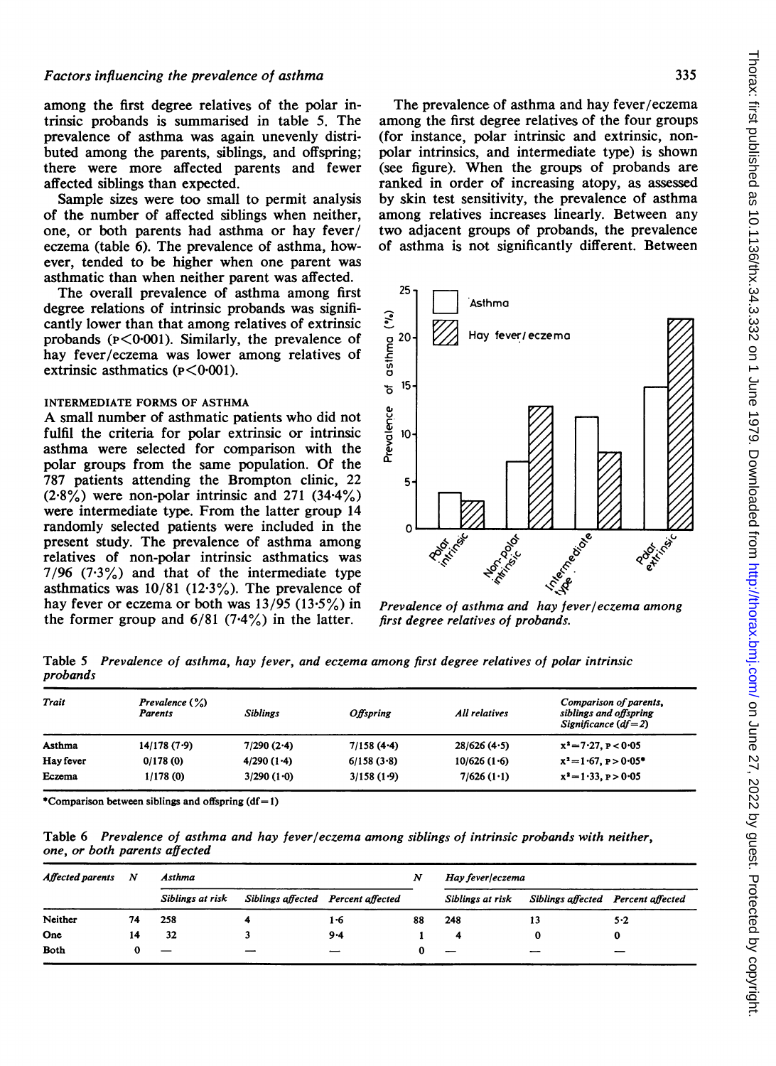among the first degree relatives of the polar intrinsic probands is summarised in table 5. The prevalence of asthma was again unevenly distributed among the parents, siblings, and offspring; there were more affected parents and fewer affected siblings than expected.

Sample sizes were too small to permit analysis of the number of affected siblings when neither, one, or both parents had asthma or hay fever/eczema (table 6). The prevalence of asthma, however, tended to be higher when one parent was asthmatic than when neither parent was affected.

The overall prevalence of asthma among first degree relations of intrinsic probands was significantly lower than that among relatives of extrinsic probands ($P<0.001$). Similarly, the prevalence of hay fever/eczema was lower among relatives of extrinsic asthmatics ($P<0.001$).

### INTERMEDIATE FORMS OF ASTHMA

A small number of asthmatic patients who did not fulfil the criteria for polar extrinsic or intrinsic asthma were selected for comparison with the polar groups from the same population. Of the 787 patients attending the Brompton clinic, 22 (2·8%) were non-polar intrinsic and 271 (34·4%) were intermediate type. From the latter group 14 randomly selected patients were included in the present study. The prevalence of asthma among relatives of non-polar intrinsic asthmatics was 7/96 (7·3%) and that of the intermediate type asthmatics was 10/81 (12·3%). The prevalence of hay fever or eczema or both was 13/95 (13·5%) in the former group and 6/81 (7·4%) in the latter.

The prevalence of asthma and hay fever/eczema among the first degree relatives of the four groups (for instance, polar intrinsic and extrinsic, non-polar intrinsics, and intermediate type) is shown (see figure). When the groups of probands are ranked in order of increasing atopy, as assessed by skin test sensitivity, the prevalence of asthma among relatives increases linearly. Between any two adjacent groups of probands, the prevalence of asthma is not significantly different. Between

*Prevalence of asthma and hay fever/eczema among first degree relatives of probands.*

Table 5 *Prevalence of asthma, hay fever, and eczema among first degree relatives of polar intrinsic probands*

| Trait | Prevalence (%) Parents | Siblings | Offspring | All relatives | Comparison of parents, siblings and offspring Significance (df=2) |
|---|---|---|---|---|---|
| Asthma | 14/178 (7·9) | 7/290 (2·4) | 7/158 (4·4) | 28/626 (4·5) | $x^2=7.27$, $P<0.05$ |
| Hay fever | 0/178 (0) | 4/290 (1·4) | 6/158 (3·8) | 10/626 (1·6) | $x^2=1.67$, $P>0.05$* |
| Eczema | 1/178 (0) | 3/290 (1·0) | 3/158 (1·9) | 7/626 (1·1) | $x^2=1.33$, $P>0.05$ |

*Comparison between siblings and offspring (df=1)

Table 6 *Prevalence of asthma and hay fever/eczema among siblings of intrinsic probands with neither, one, or both parents affected*

| Affected parents | N | Asthma | | | N | Hay fever/eczema | | |
|---|---|---|---|---|---|---|---|---|
| | | Siblings at risk | Siblings affected | Percent affected | | Siblings at risk | Siblings affected | Percent affected |
| Neither | 74 | 258 | 4 | 1·6 | 88 | 248 | 13 | 5·2 |
| One | 14 | 32 | 3 | 9·4 | 1 | 4 | 0 | 0 |
| Both | 0 | — | — | — | 0 | — | — | — |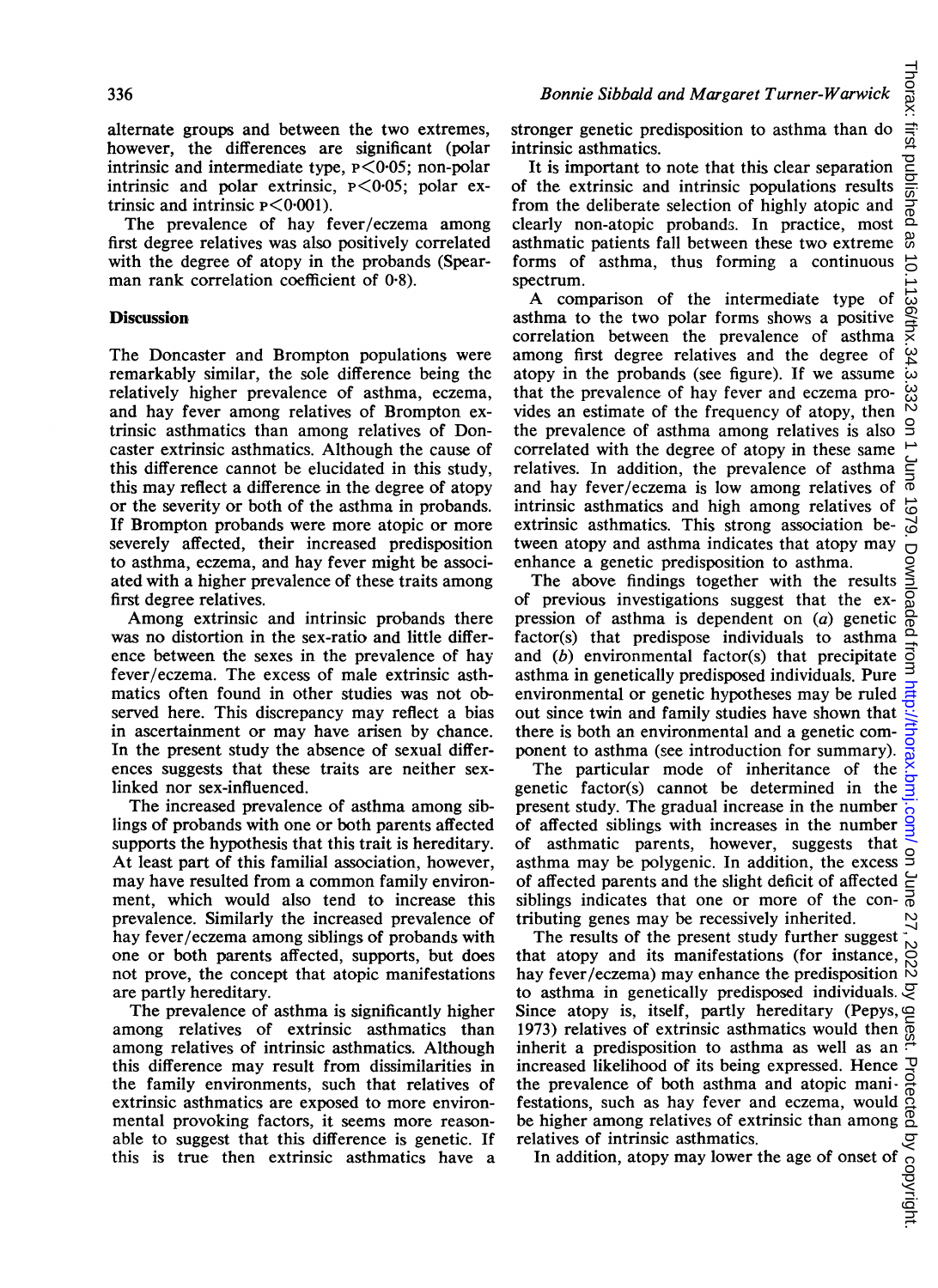alternate groups and between the two extremes, however, the differences are significant (polar intrinsic and intermediate type, $P<0.05$; non-polar intrinsic and polar extrinsic, $P<0.05$; polar extrinsic and intrinsic $P<0.001$).

The prevalence of hay fever/eczema among first degree relatives was also positively correlated with the degree of atopy in the probands (Spearman rank correlation coefficient of 0·8).

## Discussion

The Doncaster and Brompton populations were remarkably similar, the sole difference being the relatively higher prevalence of asthma, eczema, and hay fever among relatives of Brompton extrinsic asthmatics than among relatives of Doncaster extrinsic asthmatics. Although the cause of this difference cannot be elucidated in this study, this may reflect a difference in the degree of atopy or the severity or both of the asthma in probands. If Brompton probands were more atopic or more severely affected, their increased predisposition to asthma, eczema, and hay fever might be associated with a higher prevalence of these traits among first degree relatives.

Among extrinsic and intrinsic probands there was no distortion in the sex-ratio and little difference between the sexes in the prevalence of hay fever/eczema. The excess of male extrinsic asthmatics often found in other studies was not observed here. This discrepancy may reflect a bias in ascertainment or may have arisen by chance. In the present study the absence of sexual differences suggests that these traits are neither sex-linked nor sex-influenced.

The increased prevalence of asthma among siblings of probands with one or both parents affected supports the hypothesis that this trait is hereditary. At least part of this familial association, however, may have resulted from a common family environment, which would also tend to increase this prevalence. Similarly the increased prevalence of hay fever/eczema among siblings of probands with one or both parents affected, supports, but does not prove, the concept that atopic manifestations are partly hereditary.

The prevalence of asthma is significantly higher among relatives of extrinsic asthmatics than among relatives of intrinsic asthmatics. Although this difference may result from dissimilarities in the family environments, such that relatives of extrinsic asthmatics are exposed to more environmental provoking factors, it seems more reasonable to suggest that this difference is genetic. If this is true then extrinsic asthmatics have a stronger genetic predisposition to asthma than do intrinsic asthmatics.

It is important to note that this clear separation of the extrinsic and intrinsic populations results from the deliberate selection of highly atopic and clearly non-atopic probands. In practice, most asthmatic patients fall between these two extreme forms of asthma, thus forming a continuous spectrum.

A comparison of the intermediate type of asthma to the two polar forms shows a positive correlation between the prevalence of asthma among first degree relatives and the degree of atopy in the probands (see figure). If we assume that the prevalence of hay fever and eczema provides an estimate of the frequency of atopy, then the prevalence of asthma among relatives is also correlated with the degree of atopy in these same relatives. In addition, the prevalence of asthma and hay fever/eczema is low among relatives of intrinsic asthmatics and high among relatives of extrinsic asthmatics. This strong association between atopy and asthma indicates that atopy may enhance a genetic predisposition to asthma.

The above findings together with the results of previous investigations suggest that the expression of asthma is dependent on (*a*) genetic factor(s) that predispose individuals to asthma and (*b*) environmental factor(s) that precipitate asthma in genetically predisposed individuals. Pure environmental or genetic hypotheses may be ruled out since twin and family studies have shown that there is both an environmental and a genetic component to asthma (see introduction for summary).

The particular mode of inheritance of the genetic factor(s) cannot be determined in the present study. The gradual increase in the number of affected siblings with increases in the number of asthmatic parents, however, suggests that asthma may be polygenic. In addition, the excess of affected parents and the slight deficit of affected siblings indicates that one or more of the contributing genes may be recessively inherited.

The results of the present study further suggest that atopy and its manifestations (for instance, hay fever/eczema) may enhance the predisposition to asthma in genetically predisposed individuals. Since atopy is, itself, partly hereditary (Pepys, 1973) relatives of extrinsic asthmatics would then inherit a predisposition to asthma as well as an increased likelihood of its being expressed. Hence the prevalence of both asthma and atopic manifestations, such as hay fever and eczema, would be higher among relatives of extrinsic than among relatives of intrinsic asthmatics.

In addition, atopy may lower the age of onset of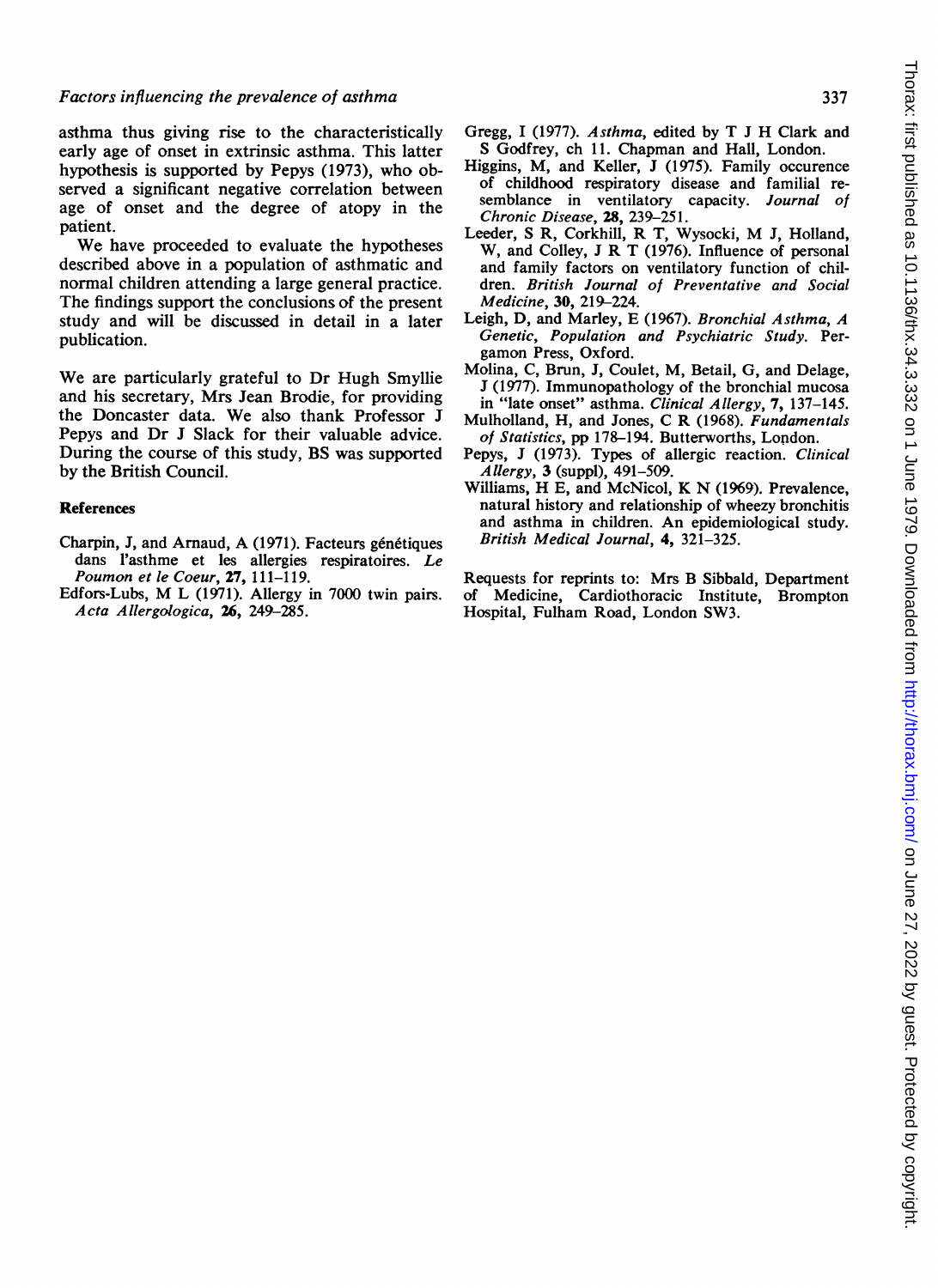asthma thus giving rise to the characteristically early age of onset in extrinsic asthma. This latter hypothesis is supported by Pepys (1973), who observed a significant negative correlation between age of onset and the degree of atopy in the patient.

We have proceeded to evaluate the hypotheses described above in a population of asthmatic and normal children attending a large general practice. The findings support the conclusions of the present study and will be discussed in detail in a later publication.

We are particularly grateful to Dr Hugh Smyllie and his secretary, Mrs Jean Brodie, for providing the Doncaster data. We also thank Professor J Pepys and Dr J Slack for their valuable advice. During the course of this study, BS was supported by the British Council.

## References

Charpin, J, and Arnaud, A (1971). Facteurs génétiques dans l'asthme et les allergies respiratoires. *Le Poumon et le Coeur*, **27**, 111–119.

Edfors-Lubs, M L (1971). Allergy in 7000 twin pairs. *Acta Allergologica*, **26**, 249–285.

Gregg, I (1977). *Asthma*, edited by T J H Clark and S Godfrey, ch 11. Chapman and Hall, London.

Higgins, M, and Keller, J (1975). Family occurence of childhood respiratory disease and familial resemblance in ventilatory capacity. *Journal of Chronic Disease*, **28**, 239–251.

Leeder, S R, Corkhill, R T, Wysocki, M J, Holland, W, and Colley, J R T (1976). Influence of personal and family factors on ventilatory function of children. *British Journal of Preventative and Social Medicine*, **30**, 219–224.

Leigh, D, and Marley, E (1967). *Bronchial Asthma, A Genetic, Population and Psychiatric Study*. Pergamon Press, Oxford.

Molina, C, Brun, J, Coulet, M, Betail, G, and Delage, J (1977). Immunopathology of the bronchial mucosa in "late onset" asthma. *Clinical Allergy*, **7**, 137–145.

Mulholland, H, and Jones, C R (1968). *Fundamentals of Statistics*, pp 178–194. Butterworths, London.

Pepys, J (1973). Types of allergic reaction. *Clinical Allergy*, **3** (suppl), 491–509.

Williams, H E, and McNicol, K N (1969). Prevalence, natural history and relationship of wheezy bronchitis and asthma in children. An epidemiological study. *British Medical Journal*, **4**, 321–325.

Requests for reprints to: Mrs B Sibbald, Department of Medicine, Cardiothoracic Institute, Brompton Hospital, Fulham Road, London SW3.